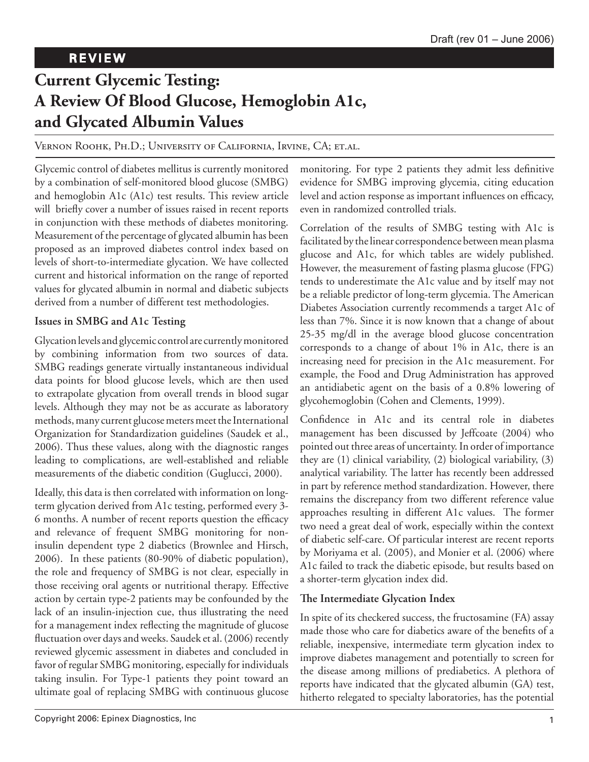REVIEW

# Current Glycemic Testing: A Review Of Blood Glucose, Hemoglobin A1c, and Glycated Albumin Values

Vernon Roohk, Ph.D.; University of California, Irvine, CA; et.al.

Glycemic control of diabetes mellitus is currently monitored by a combination of self-monitored blood glucose (SMBG) and hemoglobin A1c (A1c) test results. This review article will briefly cover a number of issues raised in recent reports in conjunction with these methods of diabetes monitoring. Measurement of the percentage of glycated albumin has been proposed as an improved diabetes control index based on levels of short-to-intermediate glycation. We have collected current and historical information on the range of reported values for glycated albumin in normal and diabetic subjects derived from a number of different test methodologies.

## Issues in SMBG and A1c Testing

Glycation levels and glycemic control are currently monitored by combining information from two sources of data. SMBG readings generate virtually instantaneous individual data points for blood glucose levels, which are then used to extrapolate glycation from overall trends in blood sugar levels. Although they may not be as accurate as laboratory methods, many current glucose meters meet the International Organization for Standardization guidelines (Saudek et al., 2006). Thus these values, along with the diagnostic ranges leading to complications, are well-established and reliable measurements of the diabetic condition (Guglucci, 2000).

Ideally, this data is then correlated with information on long-term glycation derived from A1c testing, performed every 3-6 months. A number of recent reports question the efficacy and relevance of frequent SMBG monitoring for non-insulin dependent type 2 diabetics (Brownlee and Hirsch, 2006). In these patients (80-90% of diabetic population), the role and frequency of SMBG is not clear, especially in those receiving oral agents or nutritional therapy. Effective action by certain type-2 patients may be confounded by the lack of an insulin-injection cue, thus illustrating the need for a management index reflecting the magnitude of glucose fluctuation over days and weeks. Saudek et al. (2006) recently reviewed glycemic assessment in diabetes and concluded in favor of regular SMBG monitoring, especially for individuals taking insulin. For Type-1 patients they point toward an ultimate goal of replacing SMBG with continuous glucose monitoring. For type 2 patients they admit less definitive evidence for SMBG improving glycemia, citing education level and action response as important influences on efficacy, even in randomized controlled trials.

Correlation of the results of SMBG testing with A1c is facilitated by the linear correspondence between mean plasma glucose and A1c, for which tables are widely published. However, the measurement of fasting plasma glucose (FPG) tends to underestimate the A1c value and by itself may not be a reliable predictor of long-term glycemia. The American Diabetes Association currently recommends a target A1c of less than 7%. Since it is now known that a change of about 25-35 mg/dl in the average blood glucose concentration corresponds to a change of about 1% in A1c, there is an increasing need for precision in the A1c measurement. For example, the Food and Drug Administration has approved an antidiabetic agent on the basis of a 0.8% lowering of glycohemoglobin (Cohen and Clements, 1999).

Confidence in A1c and its central role in diabetes management has been discussed by Jeffcoate (2004) who pointed out three areas of uncertainty. In order of importance they are (1) clinical variability, (2) biological variability, (3) analytical variability. The latter has recently been addressed in part by reference method standardization. However, there remains the discrepancy from two different reference value approaches resulting in different A1c values. The former two need a great deal of work, especially within the context of diabetic self-care. Of particular interest are recent reports by Moriyama et al. (2005), and Monier et al. (2006) where A1c failed to track the diabetic episode, but results based on a shorter-term glycation index did.

## The Intermediate Glycation Index

In spite of its checkered success, the fructosamine (FA) assay made those who care for diabetics aware of the benefits of a reliable, inexpensive, intermediate term glycation index to improve diabetes management and potentially to screen for the disease among millions of prediabetics. A plethora of reports have indicated that the glycated albumin (GA) test, hitherto relegated to specialty laboratories, has the potential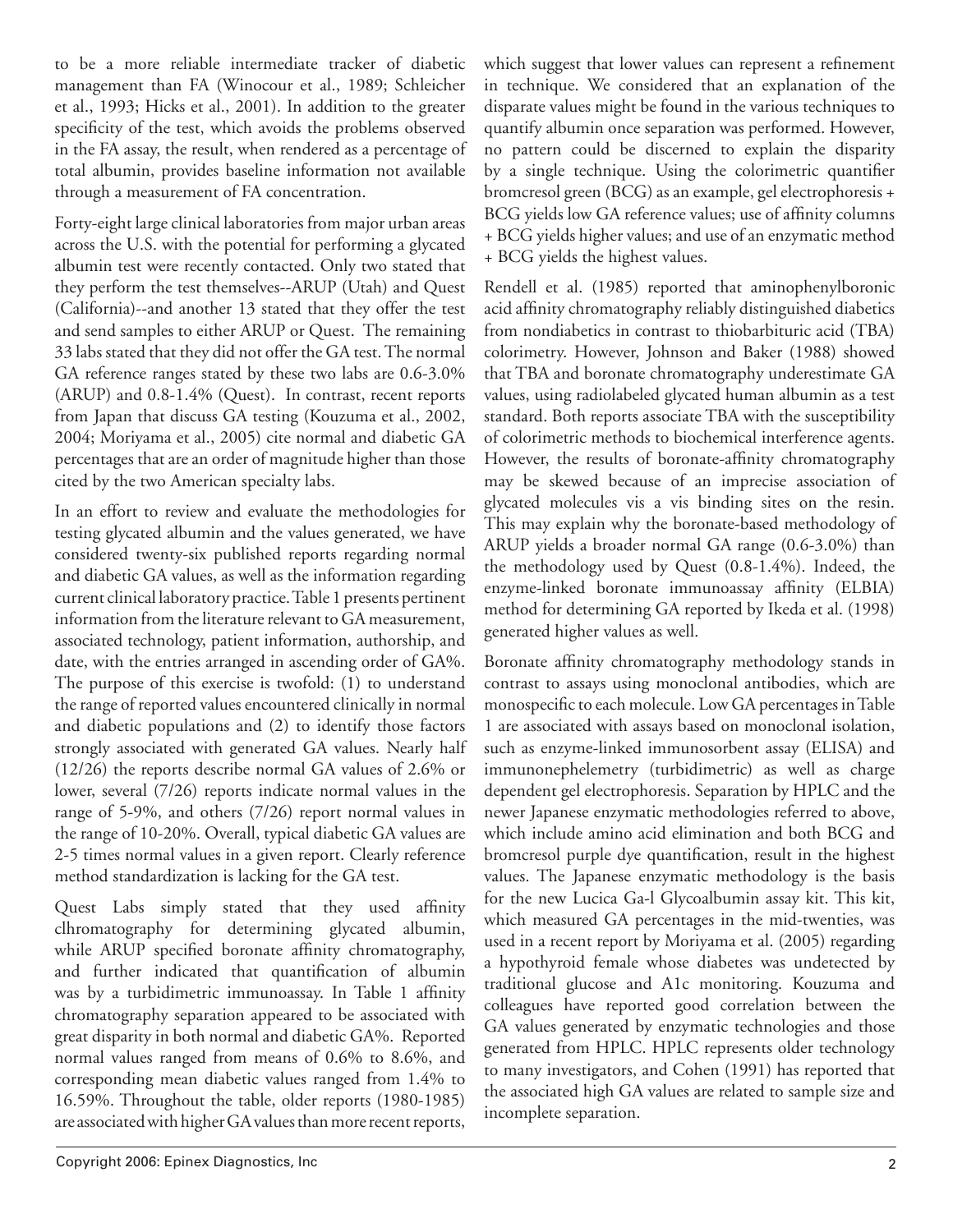to be a more reliable intermediate tracker of diabetic management than FA (Winocour et al., 1989; Schleicher et al., 1993; Hicks et al., 2001). In addition to the greater specificity of the test, which avoids the problems observed in the FA assay, the result, when rendered as a percentage of total albumin, provides baseline information not available through a measurement of FA concentration.

Forty-eight large clinical laboratories from major urban areas across the U.S. with the potential for performing a glycated albumin test were recently contacted. Only two stated that they perform the test themselves--ARUP (Utah) and Quest (California)--and another 13 stated that they offer the test and send samples to either ARUP or Quest. The remaining 33 labs stated that they did not offer the GA test. The normal GA reference ranges stated by these two labs are 0.6-3.0% (ARUP) and 0.8-1.4% (Quest). In contrast, recent reports from Japan that discuss GA testing (Kouzuma et al., 2002, 2004; Moriyama et al., 2005) cite normal and diabetic GA percentages that are an order of magnitude higher than those cited by the two American specialty labs.

In an effort to review and evaluate the methodologies for testing glycated albumin and the values generated, we have considered twenty-six published reports regarding normal and diabetic GA values, as well as the information regarding current clinical laboratory practice. Table 1 presents pertinent information from the literature relevant to GA measurement, associated technology, patient information, authorship, and date, with the entries arranged in ascending order of GA%. The purpose of this exercise is twofold: (1) to understand the range of reported values encountered clinically in normal and diabetic populations and (2) to identify those factors strongly associated with generated GA values. Nearly half (12/26) the reports describe normal GA values of 2.6% or lower, several (7/26) reports indicate normal values in the range of 5-9%, and others (7/26) report normal values in the range of 10-20%. Overall, typical diabetic GA values are 2-5 times normal values in a given report. Clearly reference method standardization is lacking for the GA test.

Quest Labs simply stated that they used affinity clhromatography for determining glycated albumin, while ARUP specified boronate affinity chromatography, and further indicated that quantification of albumin was by a turbidimetric immunoassay. In Table 1 affinity chromatography separation appeared to be associated with great disparity in both normal and diabetic GA%. Reported normal values ranged from means of 0.6% to 8.6%, and corresponding mean diabetic values ranged from 1.4% to 16.59%. Throughout the table, older reports (1980-1985) are associated with higher GA values than more recent reports, which suggest that lower values can represent a refinement in technique. We considered that an explanation of the disparate values might be found in the various techniques to quantify albumin once separation was performed. However, no pattern could be discerned to explain the disparity by a single technique. Using the colorimetric quantifier bromcresol green (BCG) as an example, gel electrophoresis + BCG yields low GA reference values; use of affinity columns + BCG yields higher values; and use of an enzymatic method + BCG yields the highest values.

Rendell et al. (1985) reported that aminophenylboronic acid affinity chromatography reliably distinguished diabetics from nondiabetics in contrast to thiobarbituric acid (TBA) colorimetry. However, Johnson and Baker (1988) showed that TBA and boronate chromatography underestimate GA values, using radiolabeled glycated human albumin as a test standard. Both reports associate TBA with the susceptibility of colorimetric methods to biochemical interference agents. However, the results of boronate-affinity chromatography may be skewed because of an imprecise association of glycated molecules vis a vis binding sites on the resin. This may explain why the boronate-based methodology of ARUP yields a broader normal GA range (0.6-3.0%) than the methodology used by Quest (0.8-1.4%). Indeed, the enzyme-linked boronate immunoassay affinity (ELBIA) method for determining GA reported by Ikeda et al. (1998) generated higher values as well.

Boronate affinity chromatography methodology stands in contrast to assays using monoclonal antibodies, which are monospecific to each molecule. Low GA percentages in Table 1 are associated with assays based on monoclonal isolation, such as enzyme-linked immunosorbent assay (ELISA) and immunonephelemetry (turbidimetric) as well as charge dependent gel electrophoresis. Separation by HPLC and the newer Japanese enzymatic methodologies referred to above, which include amino acid elimination and both BCG and bromcresol purple dye quantification, result in the highest values. The Japanese enzymatic methodology is the basis for the new Lucica Ga-l Glycoalbumin assay kit. This kit, which measured GA percentages in the mid-twenties, was used in a recent report by Moriyama et al. (2005) regarding a hypothyroid female whose diabetes was undetected by traditional glucose and A1c monitoring. Kouzuma and colleagues have reported good correlation between the GA values generated by enzymatic technologies and those generated from HPLC. HPLC represents older technology to many investigators, and Cohen (1991) has reported that the associated high GA values are related to sample size and incomplete separation.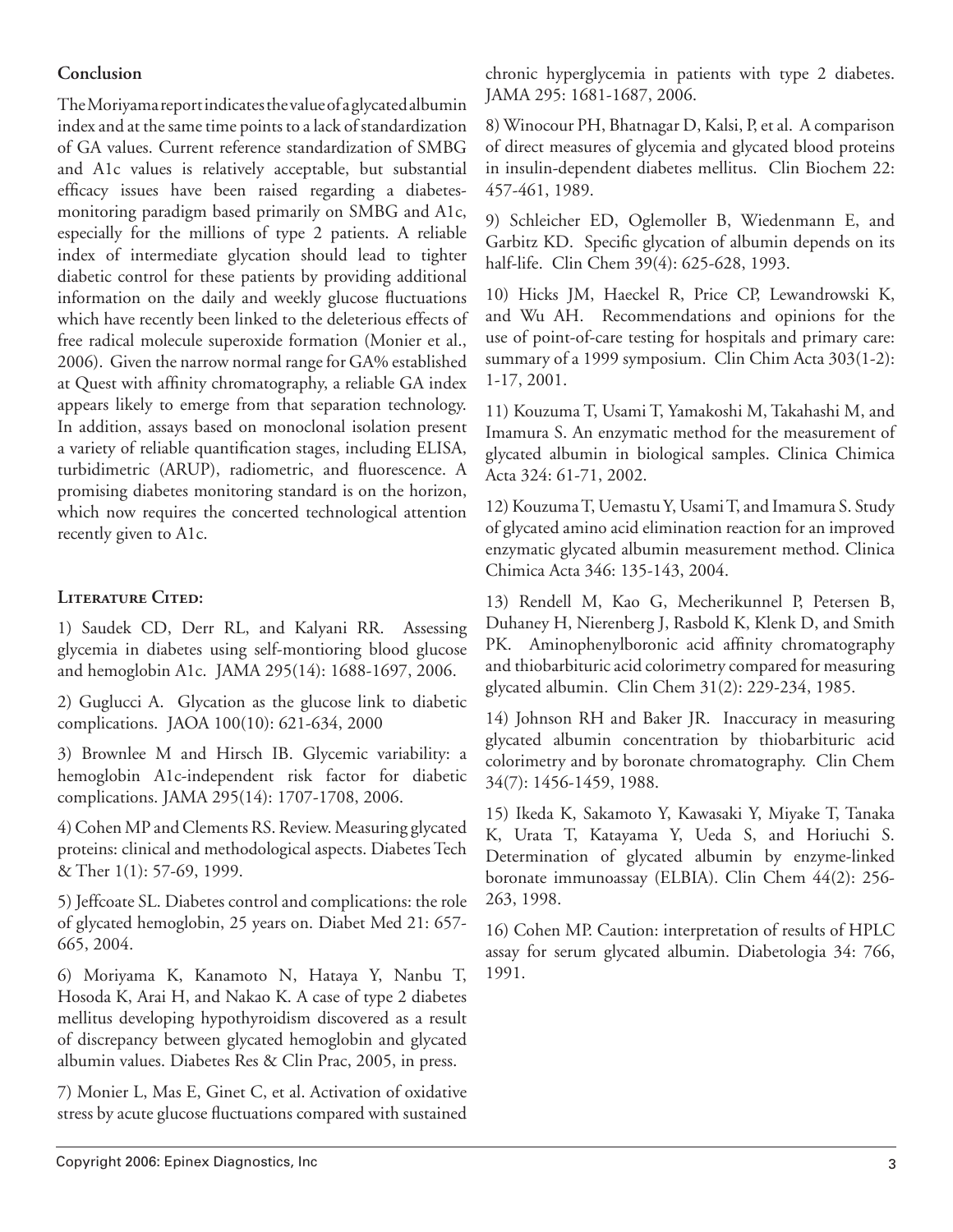### Conclusion

The Moriyama report indicates the value of a glycated albumin index and at the same time points to a lack of standardization of GA values. Current reference standardization of SMBG and A1c values is relatively acceptable, but substantial efficacy issues have been raised regarding a diabetes-monitoring paradigm based primarily on SMBG and A1c, especially for the millions of type 2 patients. A reliable index of intermediate glycation should lead to tighter diabetic control for these patients by providing additional information on the daily and weekly glucose fluctuations which have recently been linked to the deleterious effects of free radical molecule superoxide formation (Monier et al., 2006). Given the narrow normal range for GA% established at Quest with affinity chromatography, a reliable GA index appears likely to emerge from that separation technology. In addition, assays based on monoclonal isolation present a variety of reliable quantification stages, including ELISA, turbidimetric (ARUP), radiometric, and fluorescence. A promising diabetes monitoring standard is on the horizon, which now requires the concerted technological attention recently given to A1c.

### Literature Cited:

1) Saudek CD, Derr RL, and Kalyani RR. Assessing glycemia in diabetes using self-montioring blood glucose and hemoglobin A1c. JAMA 295(14): 1688-1697, 2006.

2) Guglucci A. Glycation as the glucose link to diabetic complications. JAOA 100(10): 621-634, 2000

3) Brownlee M and Hirsch IB. Glycemic variability: a hemoglobin A1c-independent risk factor for diabetic complications. JAMA 295(14): 1707-1708, 2006.

4) Cohen MP and Clements RS. Review. Measuring glycated proteins: clinical and methodological aspects. Diabetes Tech & Ther 1(1): 57-69, 1999.

5) Jeffcoate SL. Diabetes control and complications: the role of glycated hemoglobin, 25 years on. Diabet Med 21: 657-665, 2004.

6) Moriyama K, Kanamoto N, Hataya Y, Nanbu T, Hosoda K, Arai H, and Nakao K. A case of type 2 diabetes mellitus developing hypothyroidism discovered as a result of discrepancy between glycated hemoglobin and glycated albumin values. Diabetes Res & Clin Prac, 2005, in press.

7) Monier L, Mas E, Ginet C, et al. Activation of oxidative stress by acute glucose fluctuations compared with sustained chronic hyperglycemia in patients with type 2 diabetes. JAMA 295: 1681-1687, 2006.

8) Winocour PH, Bhatnagar D, Kalsi, P, et al. A comparison of direct measures of glycemia and glycated blood proteins in insulin-dependent diabetes mellitus. Clin Biochem 22: 457-461, 1989.

9) Schleicher ED, Oglemoller B, Wiedenmann E, and Garbitz KD. Specific glycation of albumin depends on its half-life. Clin Chem 39(4): 625-628, 1993.

10) Hicks JM, Haeckel R, Price CP, Lewandrowski K, and Wu AH. Recommendations and opinions for the use of point-of-care testing for hospitals and primary care: summary of a 1999 symposium. Clin Chim Acta 303(1-2): 1-17, 2001.

11) Kouzuma T, Usami T, Yamakoshi M, Takahashi M, and Imamura S. An enzymatic method for the measurement of glycated albumin in biological samples. Clinica Chimica Acta 324: 61-71, 2002.

12) Kouzuma T, Uemastu Y, Usami T, and Imamura S. Study of glycated amino acid elimination reaction for an improved enzymatic glycated albumin measurement method. Clinica Chimica Acta 346: 135-143, 2004.

13) Rendell M, Kao G, Mecherikunnel P, Petersen B, Duhaney H, Nierenberg J, Rasbold K, Klenk D, and Smith PK. Aminophenylboronic acid affinity chromatography and thiobarbituric acid colorimetry compared for measuring glycated albumin. Clin Chem 31(2): 229-234, 1985.

14) Johnson RH and Baker JR. Inaccuracy in measuring glycated albumin concentration by thiobarbituric acid colorimetry and by boronate chromatography. Clin Chem 34(7): 1456-1459, 1988.

15) Ikeda K, Sakamoto Y, Kawasaki Y, Miyake T, Tanaka K, Urata T, Katayama Y, Ueda S, and Horiuchi S. Determination of glycated albumin by enzyme-linked boronate immunoassay (ELBIA). Clin Chem 44(2): 256-263, 1998.

16) Cohen MP. Caution: interpretation of results of HPLC assay for serum glycated albumin. Diabetologia 34: 766, 1991.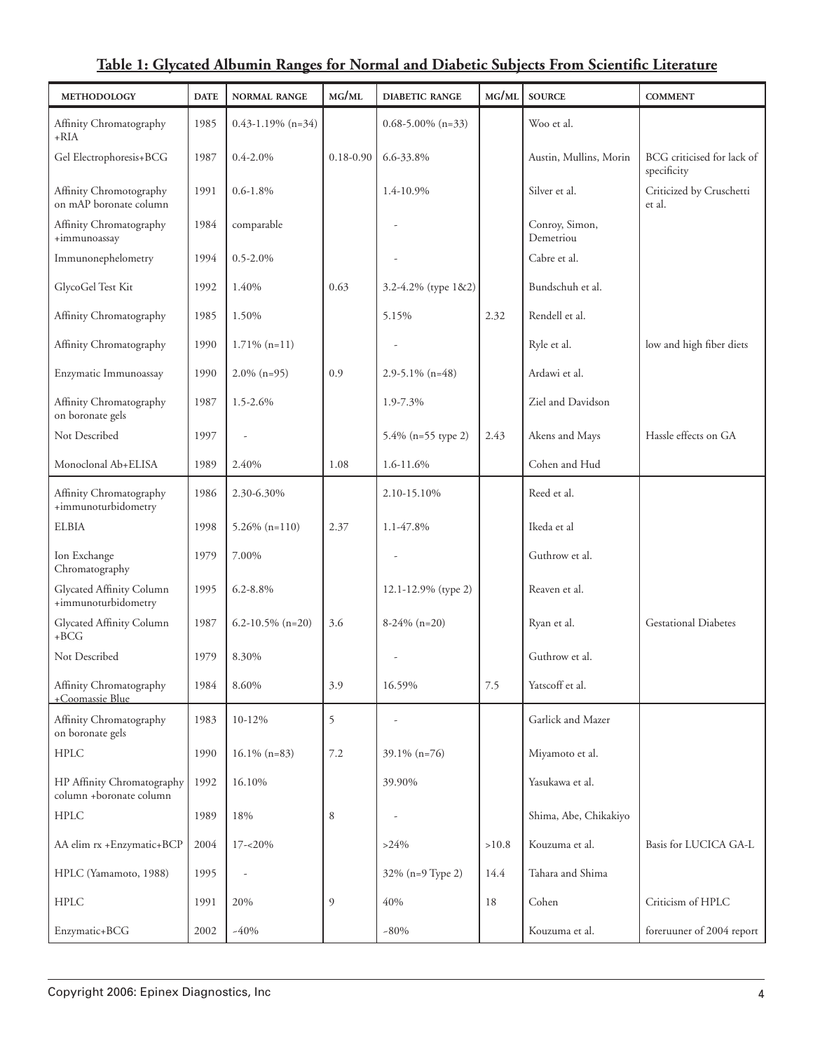## Table 1: Glycated Albumin Ranges for Normal and Diabetic Subjects From Scientific Literature

| METHODOLOGY | DATE | NORMAL RANGE | MG/ML | DIABETIC RANGE | MG/ML | SOURCE | COMMENT |
|---|---|---|---|---|---|---|---|
| Affinity Chromatography +RIA | 1985 | 0.43-1.19% (n=34) | | 0.68-5.00% (n=33) | | Woo et al. | |
| Gel Electrophoresis+BCG | 1987 | 0.4-2.0% | 0.18-0.90 | 6.6-33.8% | | Austin, Mullins, Morin | BCG criticised for lack of specificity |
| Affinity Chromatography on mAP boronate column | 1991 | 0.6-1.8% | | 1.4-10.9% | | Silver et al. | Criticized by Cruschetti et al. |
| Affinity Chromatography +immunoassay | 1984 | comparable | | - | | Conroy, Simon, Demetriou | |
| Immunonephelometry | 1994 | 0.5-2.0% | | - | | Cabre et al. | |
| GlycoGel Test Kit | 1992 | 1.40% | 0.63 | 3.2-4.2% (type 1&2) | | Bundschuh et al. | |
| Affinity Chromatography | 1985 | 1.50% | | 5.15% | 2.32 | Rendell et al. | |
| Affinity Chromatography | 1990 | 1.71% (n=11) | | - | | Ryle et al. | low and high fiber diets |
| Enzymatic Immunoassay | 1990 | 2.0% (n=95) | 0.9 | 2.9-5.1% (n=48) | | Ardawi et al. | |
| Affinity Chromatography on boronate gels | 1987 | 1.5-2.6% | | 1.9-7.3% | | Ziel and Davidson | |
| Not Described | 1997 | - | | 5.4% (n=55 type 2) | 2.43 | Akens and Mays | Hassle effects on GA |
| Monoclonal Ab+ELISA | 1989 | 2.40% | 1.08 | 1.6-11.6% | | Cohen and Hud | |
| Affinity Chromatography +immunoturbidometry | 1986 | 2.30-6.30% | | 2.10-15.10% | | Reed et al. | |
| ELBIA | 1998 | 5.26% (n=110) | 2.37 | 1.1-47.8% | | Ikeda et al | |
| Ion Exchange Chromatography | 1979 | 7.00% | | - | | Guthrow et al. | |
| Glycated Affinity Column +immunoturbidometry | 1995 | 6.2-8.8% | | 12.1-12.9% (type 2) | | Reaven et al. | |
| Glycated Affinity Column +BCG | 1987 | 6.2-10.5% (n=20) | 3.6 | 8-24% (n=20) | | Ryan et al. | Gestational Diabetes |
| Not Described | 1979 | 8.30% | | - | | Guthrow et al. | |
| Affinity Chromatography +Coomassie Blue | 1984 | 8.60% | 3.9 | 16.59% | 7.5 | Yatscoff et al. | |
| Affinity Chromatography on boronate gels | 1983 | 10-12% | 5 | - | | Garlick and Mazer | |
| HPLC | 1990 | 16.1% (n=83) | 7.2 | 39.1% (n=76) | | Miyamoto et al. | |
| HP Affinity Chromatography column +boronate column | 1992 | 16.10% | | 39.90% | | Yasukawa et al. | |
| HPLC | 1989 | 18% | 8 | - | | Shima, Abe, Chikakiyo | |
| AA elim rx +Enzymatic+BCP | 2004 | 17-<20% | | >24% | >10.8 | Kouzuma et al. | Basis for LUCICA GA-L |
| HPLC (Yamamoto, 1988) | 1995 | - | | 32% (n=9 Type 2) | 14.4 | Tahara and Shima | |
| HPLC | 1991 | 20% | 9 | 40% | 18 | Cohen | Criticism of HPLC |
| Enzymatic+BCG | 2002 | ~40% | | ~80% | | Kouzuma et al. | foreruuner of 2004 report |

Copyright 2006: Epinex Diagnostics, Inc